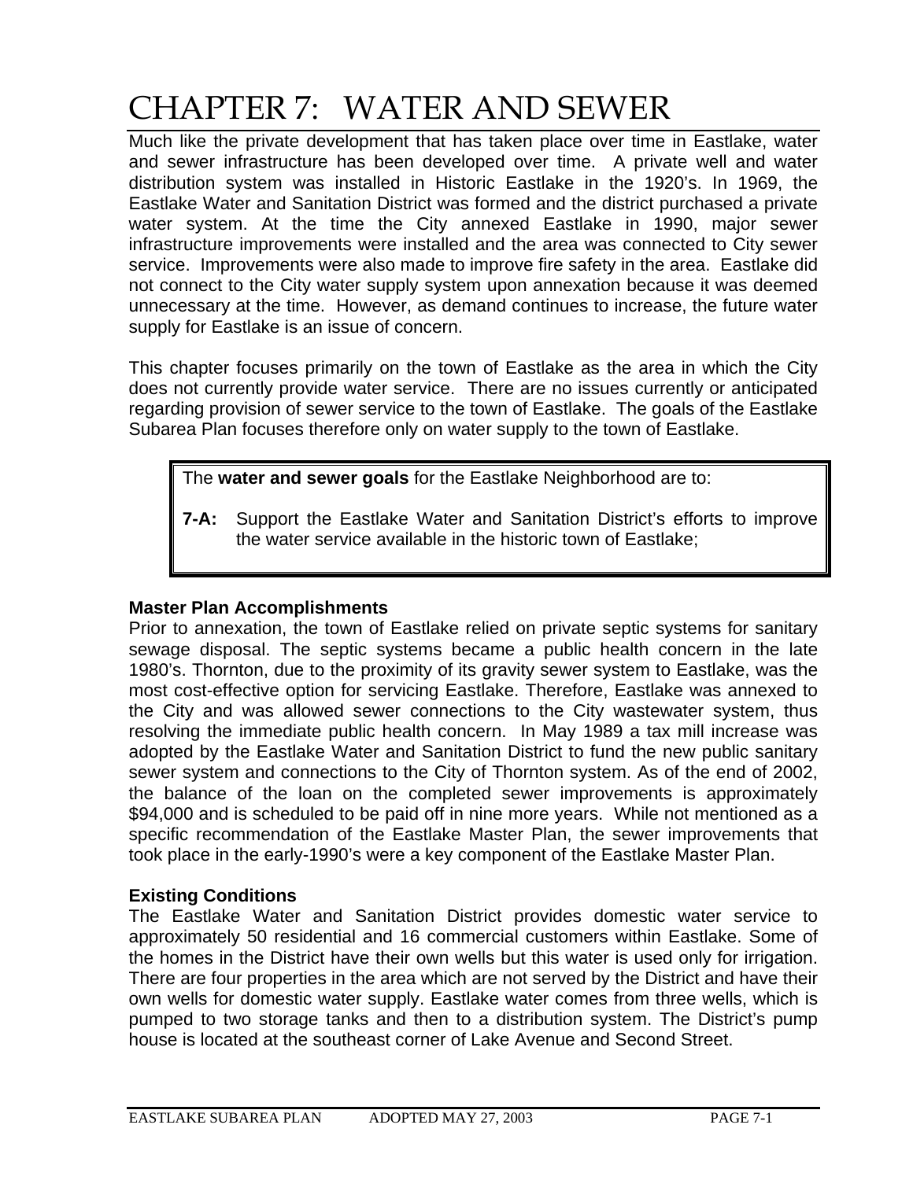# CHAPTER 7: WATER AND SEWER

Much like the private development that has taken place over time in Eastlake, water and sewer infrastructure has been developed over time. A private well and water distribution system was installed in Historic Eastlake in the 1920's. In 1969, the Eastlake Water and Sanitation District was formed and the district purchased a private water system. At the time the City annexed Eastlake in 1990, major sewer infrastructure improvements were installed and the area was connected to City sewer service. Improvements were also made to improve fire safety in the area. Eastlake did not connect to the City water supply system upon annexation because it was deemed unnecessary at the time. However, as demand continues to increase, the future water supply for Eastlake is an issue of concern.

This chapter focuses primarily on the town of Eastlake as the area in which the City does not currently provide water service. There are no issues currently or anticipated regarding provision of sewer service to the town of Eastlake. The goals of the Eastlake Subarea Plan focuses therefore only on water supply to the town of Eastlake.

> The **water and sewer goals** for the Eastlake Neighborhood are to:
>
> **7-A:** Support the Eastlake Water and Sanitation District's efforts to improve the water service available in the historic town of Eastlake;

### Master Plan Accomplishments

Prior to annexation, the town of Eastlake relied on private septic systems for sanitary sewage disposal. The septic systems became a public health concern in the late 1980's. Thornton, due to the proximity of its gravity sewer system to Eastlake, was the most cost-effective option for servicing Eastlake. Therefore, Eastlake was annexed to the City and was allowed sewer connections to the City wastewater system, thus resolving the immediate public health concern. In May 1989 a tax mill increase was adopted by the Eastlake Water and Sanitation District to fund the new public sanitary sewer system and connections to the City of Thornton system. As of the end of 2002, the balance of the loan on the completed sewer improvements is approximately $94,000 and is scheduled to be paid off in nine more years. While not mentioned as a specific recommendation of the Eastlake Master Plan, the sewer improvements that took place in the early-1990's were a key component of the Eastlake Master Plan.

### Existing Conditions

The Eastlake Water and Sanitation District provides domestic water service to approximately 50 residential and 16 commercial customers within Eastlake. Some of the homes in the District have their own wells but this water is used only for irrigation. There are four properties in the area which are not served by the District and have their own wells for domestic water supply. Eastlake water comes from three wells, which is pumped to two storage tanks and then to a distribution system. The District's pump house is located at the southeast corner of Lake Avenue and Second Street.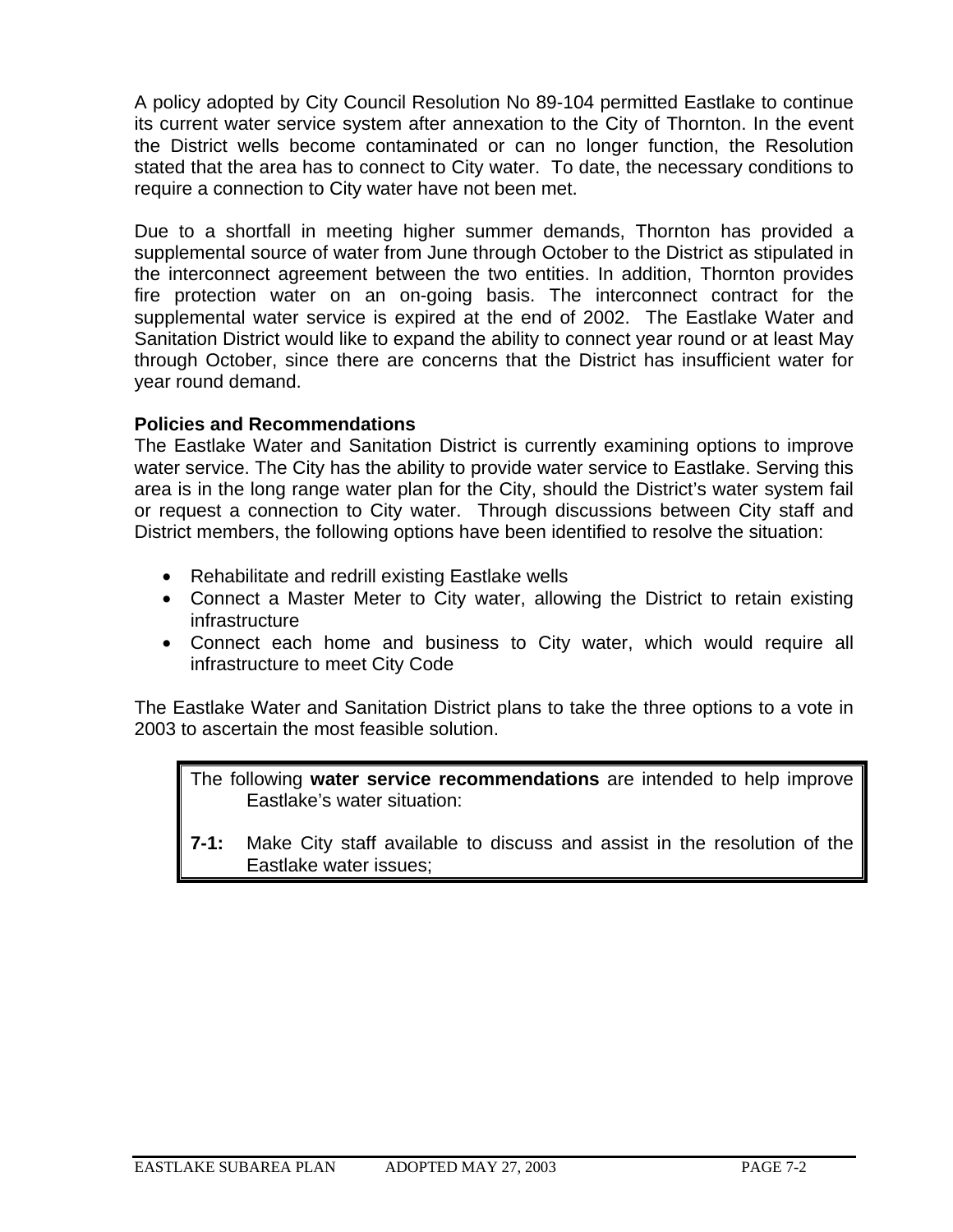A policy adopted by City Council Resolution No 89-104 permitted Eastlake to continue its current water service system after annexation to the City of Thornton. In the event the District wells become contaminated or can no longer function, the Resolution stated that the area has to connect to City water. To date, the necessary conditions to require a connection to City water have not been met.

Due to a shortfall in meeting higher summer demands, Thornton has provided a supplemental source of water from June through October to the District as stipulated in the interconnect agreement between the two entities. In addition, Thornton provides fire protection water on an on-going basis. The interconnect contract for the supplemental water service is expired at the end of 2002. The Eastlake Water and Sanitation District would like to expand the ability to connect year round or at least May through October, since there are concerns that the District has insufficient water for year round demand.

**Policies and Recommendations**

The Eastlake Water and Sanitation District is currently examining options to improve water service. The City has the ability to provide water service to Eastlake. Serving this area is in the long range water plan for the City, should the District's water system fail or request a connection to City water. Through discussions between City staff and District members, the following options have been identified to resolve the situation:

- Rehabilitate and redrill existing Eastlake wells
- Connect a Master Meter to City water, allowing the District to retain existing infrastructure
- Connect each home and business to City water, which would require all infrastructure to meet City Code

The Eastlake Water and Sanitation District plans to take the three options to a vote in 2003 to ascertain the most feasible solution.

The following **water service recommendations** are intended to help improve Eastlake's water situation:

**7-1:** Make City staff available to discuss and assist in the resolution of the Eastlake water issues;